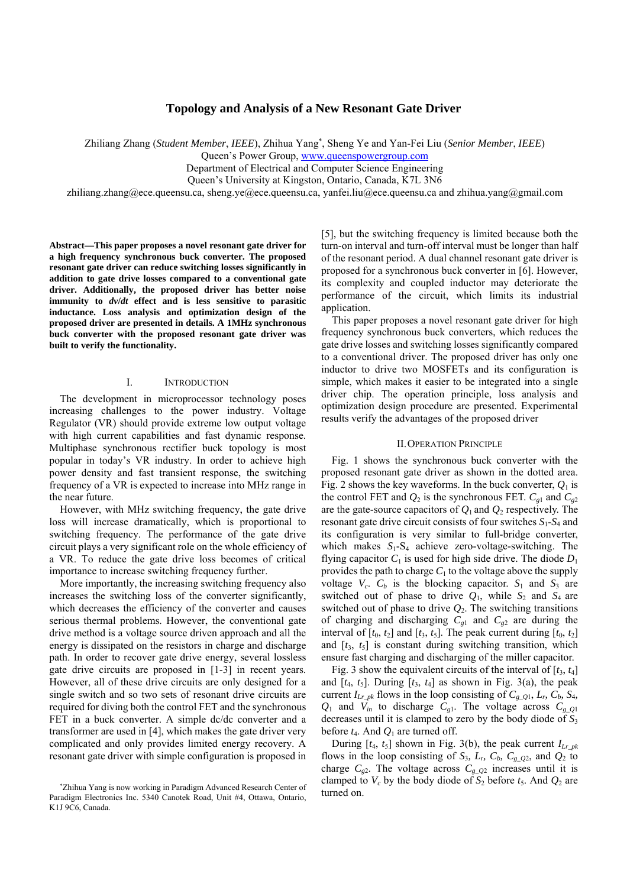# Topology and Analysis of a New Resonant Gate Driver

Zhiliang Zhang (*Student Member*, *IEEE*), Zhihua Yang*, Sheng Ye and Yan-Fei Liu (*Senior Member*, *IEEE*)
Queen's Power Group, www.queenspowergroup.com
Department of Electrical and Computer Science Engineering
Queen's University at Kingston, Ontario, Canada, K7L 3N6
zhiliang.zhang@ece.queensu.ca, sheng.ye@ece.queensu.ca, yanfei.liu@ece.queensu.ca and zhihua.yang@gmail.com

**Abstract—This paper proposes a novel resonant gate driver for a high frequency synchronous buck converter. The proposed resonant gate driver can reduce switching losses significantly in addition to gate drive losses compared to a conventional gate driver. Additionally, the proposed driver has better noise immunity to *dv/dt* effect and is less sensitive to parasitic inductance. Loss analysis and optimization design of the proposed driver are presented in details. A 1MHz synchronous buck converter with the proposed resonant gate driver was built to verify the functionality.**

## I. INTRODUCTION

The development in microprocessor technology poses increasing challenges to the power industry. Voltage Regulator (VR) should provide extreme low output voltage with high current capabilities and fast dynamic response. Multiphase synchronous rectifier buck topology is most popular in today's VR industry. In order to achieve high power density and fast transient response, the switching frequency of a VR is expected to increase into MHz range in the near future.

However, with MHz switching frequency, the gate drive loss will increase dramatically, which is proportional to switching frequency. The performance of the gate drive circuit plays a very significant role on the whole efficiency of a VR. To reduce the gate drive loss becomes of critical importance to increase switching frequency further.

More importantly, the increasing switching frequency also increases the switching loss of the converter significantly, which decreases the efficiency of the converter and causes serious thermal problems. However, the conventional gate drive method is a voltage source driven approach and all the energy is dissipated on the resistors in charge and discharge path. In order to recover gate drive energy, several lossless gate drive circuits are proposed in [1-3] in recent years. However, all of these drive circuits are only designed for a single switch and so two sets of resonant drive circuits are required for diving both the control FET and the synchronous FET in a buck converter. A simple dc/dc converter and a transformer are used in [4], which makes the gate driver very complicated and only provides limited energy recovery. A resonant gate driver with simple configuration is proposed in [5], but the switching frequency is limited because both the turn-on interval and turn-off interval must be longer than half of the resonant period. A dual channel resonant gate driver is proposed for a synchronous buck converter in [6]. However, its complexity and coupled inductor may deteriorate the performance of the circuit, which limits its industrial application.

This paper proposes a novel resonant gate driver for high frequency synchronous buck converters, which reduces the gate drive losses and switching losses significantly compared to a conventional driver. The proposed driver has only one inductor to drive two MOSFETs and its configuration is simple, which makes it easier to be integrated into a single driver chip. The operation principle, loss analysis and optimization design procedure are presented. Experimental results verify the advantages of the proposed driver

## II. OPERATION PRINCIPLE

Fig. 1 shows the synchronous buck converter with the proposed resonant gate driver as shown in the dotted area. Fig. 2 shows the key waveforms. In the buck converter, $Q_1$ is the control FET and $Q_2$ is the synchronous FET. $C_{g1}$ and $C_{g2}$ are the gate-source capacitors of $Q_1$ and $Q_2$ respectively. The resonant gate drive circuit consists of four switches $S_1$-$S_4$ and its configuration is very similar to full-bridge converter, which makes $S_1$-$S_4$ achieve zero-voltage-switching. The flying capacitor $C_1$ is used for high side drive. The diode $D_1$ provides the path to charge $C_1$ to the voltage above the supply voltage $V_c$. $C_b$ is the blocking capacitor. $S_1$ and $S_3$ are switched out of phase to drive $Q_1$, while $S_2$ and $S_4$ are switched out of phase to drive $Q_2$. The switching transitions of charging and discharging $C_{g1}$ and $C_{g2}$ are during the interval of $[t_0, t_2]$ and $[t_3, t_5]$. The peak current during $[t_0, t_2]$ and $[t_3, t_5]$ is constant during switching transition, which ensure fast charging and discharging of the miller capacitor.

Fig. 3 show the equivalent circuits of the interval of $[t_3, t_4]$ and $[t_4, t_5]$. During $[t_3, t_4]$ as shown in Fig. 3(a), the peak current $I_{Lr\_pk}$ flows in the loop consisting of $C_{g\_Q1}$, $L_r$, $C_b$, $S_4$, $Q_1$ and $V_{in}$ to discharge $C_{g1}$. The voltage across $C_{g\_Q1}$ decreases until it is clamped to zero by the body diode of $S_3$ before $t_4$. And $Q_1$ are turned off.

During $[t_4, t_5]$ shown in Fig. 3(b), the peak current $I_{Lr\_pk}$ flows in the loop consisting of $S_3$, $L_r$, $C_b$, $C_{g\_Q2}$, and $Q_2$ to charge $C_{g2}$. The voltage across $C_{g\_Q2}$ increases until it is clamped to $V_c$ by the body diode of $S_2$ before $t_5$. And $Q_2$ are turned on.

*Zhihua Yang is now working in Paradigm Advanced Research Center of Paradigm Electronics Inc. 5340 Canotek Road, Unit #4, Ottawa, Ontario, K1J 9C6, Canada.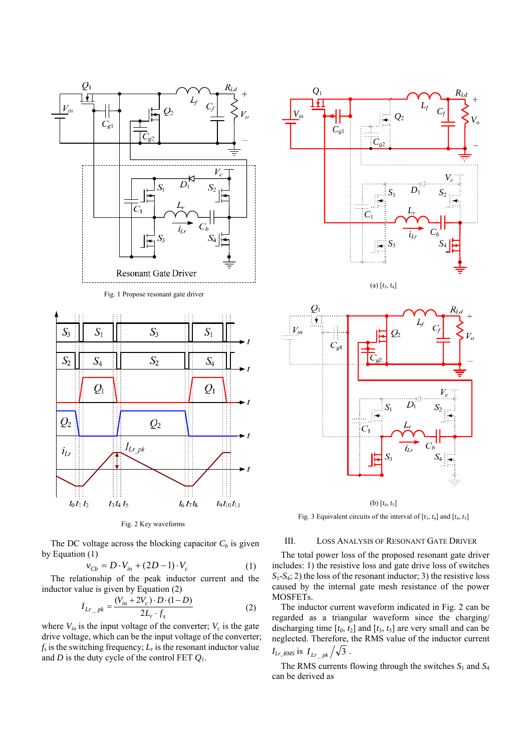Fig. 1 Propose resonant gate driver

(a) $[t_3, t_4]$

Fig. 2 Key waveforms

(b) $[t_4, t_5]$

Fig. 3 Equivalent circuits of the interval of $[t_3, t_4]$ and $[t_4, t_5]$

The DC voltage across the blocking capacitor $C_b$ is given by Equation (1)

$$v_{Cb} = D \cdot V_{in} + (2D-1) \cdot V_c \tag{1}$$

The relationship of the peak inductor current and the inductor value is given by Equation (2)

$$I_{Lr\_pk} = \frac{(V_{in} + 2V_c) \cdot D \cdot (1-D)}{2L_r \cdot f_s} \tag{2}$$

where $V_{in}$ is the input voltage of the converter; $V_c$ is the gate drive voltage, which can be the input voltage of the converter; $f_s$ is the switching frequency; $L_r$ is the resonant inductor value and $D$ is the duty cycle of the control FET $Q_1$.

## III. Loss Analysis of Resonant Gate Driver

The total power loss of the proposed resonant gate driver includes: 1) the resistive loss and gate drive loss of switches $S_1$-$S_4$; 2) the loss of the resonant inductor; 3) the resistive loss caused by the internal gate mesh resistance of the power MOSFETs.

The inductor current waveform indicated in Fig. 2 can be regarded as a triangular waveform since the charging/ discharging time $[t_0, t_2]$ and $[t_3, t_5]$ are very small and can be neglected. Therefore, the RMS value of the inductor current $I_{Lr\_RMS}$ is $I_{Lr\_pk}/\sqrt{3}$.

The RMS currents flowing through the switches $S_1$ and $S_4$ can be derived as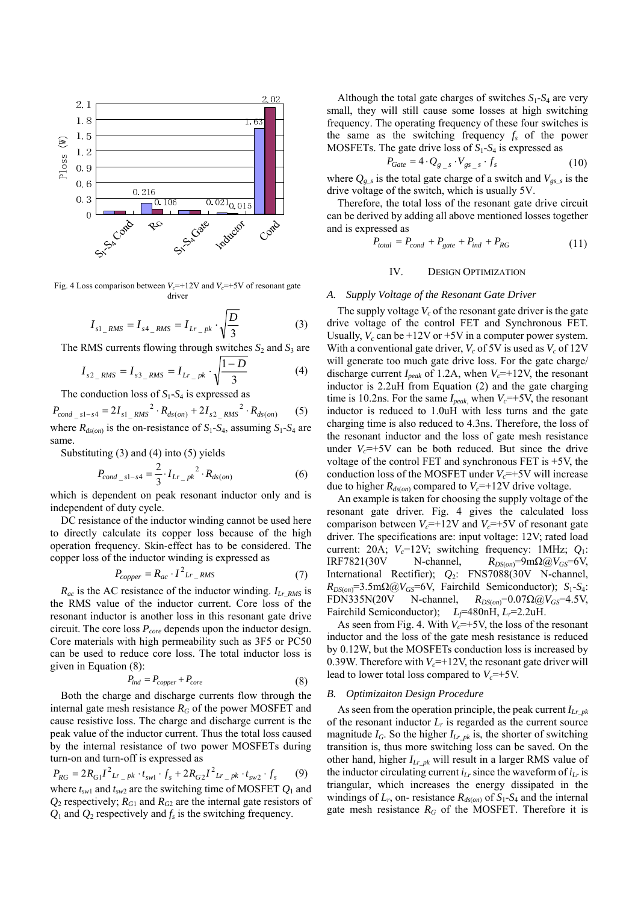Fig. 4 Loss comparison between $V_c$=+12V and $V_c$=+5V of resonant gate driver

$$I_{s1\_RMS} = I_{s4\_RMS} = I_{Lr\_pk} \cdot \sqrt{\frac{D}{3}} \tag{3}$$

The RMS currents flowing through switches $S_2$ and $S_3$ are

$$I_{s2\_RMS} = I_{s3\_RMS} = I_{Lr\_pk} \cdot \sqrt{\frac{1-D}{3}} \tag{4}$$

The conduction loss of $S_1$-$S_4$ is expressed as

$$P_{cond\_s1-s4} = 2I_{s1\_RMS}^{\ 2} \cdot R_{ds(on)} + 2I_{s2\_RMS}^{\ 2} \cdot R_{ds(on)} \tag{5}$$

where $R_{ds(on)}$ is the on-resistance of $S_1$-$S_4$, assuming $S_1$-$S_4$ are same.

Substituting (3) and (4) into (5) yields

$$P_{cond\_s1-s4} = \frac{2}{3} \cdot I_{Lr\_pk}^{\ 2} \cdot R_{ds(on)} \tag{6}$$

which is dependent on peak resonant inductor only and is independent of duty cycle.

DC resistance of the inductor winding cannot be used here to directly calculate its copper loss because of the high operation frequency. Skin-effect has to be considered. The copper loss of the inductor winding is expressed as

$$P_{copper} = R_{ac} \cdot I^2_{Lr\_RMS} \tag{7}$$

$R_{ac}$ is the AC resistance of the inductor winding. $I_{Lr\_RMS}$ is the RMS value of the inductor current. Core loss of the resonant inductor is another loss in this resonant gate drive circuit. The core loss $P_{core}$ depends upon the inductor design. Core materials with high permeability such as 3F5 or PC50 can be used to reduce core loss. The total inductor loss is given in Equation (8):

$$P_{ind} = P_{copper} + P_{core} \tag{8}$$

Both the charge and discharge currents flow through the internal gate mesh resistance $R_G$ of the power MOSFET and cause resistive loss. The charge and discharge current is the peak value of the inductor current. Thus the total loss caused by the internal resistance of two power MOSFETs during turn-on and turn-off is expressed as

$$P_{RG} = 2R_{G1}I^2_{Lr\_pk} \cdot t_{sw1} \cdot f_s + 2R_{G2}I^2_{Lr\_pk} \cdot t_{sw2} \cdot f_s \tag{9}$$

where $t_{sw1}$ and $t_{sw2}$ are the switching time of MOSFET $Q_1$ and $Q_2$ respectively; $R_{G1}$ and $R_{G2}$ are the internal gate resistors of $Q_1$ and $Q_2$ respectively and $f_s$ is the switching frequency.

Although the total gate charges of switches $S_1$-$S_4$ are very small, they will still cause some losses at high switching frequency. The operating frequency of these four switches is the same as the switching frequency $f_s$ of the power MOSFETs. The gate drive loss of $S_1$-$S_4$ is expressed as

$$P_{Gate} = 4 \cdot Q_{g\_s} \cdot V_{gs\_s} \cdot f_s \tag{10}$$

where $Q_{g\_s}$ is the total gate charge of a switch and $V_{gs\_s}$ is the drive voltage of the switch, which is usually 5V.

Therefore, the total loss of the resonant gate drive circuit can be derived by adding all above mentioned losses together and is expressed as

$$P_{total} = P_{cond} + P_{gate} + P_{ind} + P_{RG} \tag{11}$$

## IV. Design Optimization

### A. Supply Voltage of the Resonant Gate Driver

The supply voltage $V_c$ of the resonant gate driver is the gate drive voltage of the control FET and Synchronous FET. Usually, $V_c$ can be +12V or +5V in a computer power system. With a conventional gate driver, $V_c$ of 5V is used as $V_c$ of 12V will generate too much gate drive loss. For the gate charge/discharge current $I_{peak}$ of 1.2A, when $V_c$=+12V, the resonant inductor is 2.2uH from Equation (2) and the gate charging time is 10.2ns. For the same $I_{peak}$, when $V_c$=+5V, the resonant inductor is reduced to 1.0uH with less turns and the gate charging time is also reduced to 4.3ns. Therefore, the loss of the resonant inductor and the loss of gate mesh resistance under $V_c$=+5V can be both reduced. But since the drive voltage of the control FET and synchronous FET is +5V, the conduction loss of the MOSFET under $V_c$=+5V will increase due to higher $R_{ds(on)}$ compared to $V_c$=+12V drive voltage.

An example is taken for choosing the supply voltage of the resonant gate driver. Fig. 4 gives the calculated loss comparison between $V_c$=+12V and $V_c$=+5V of resonant gate driver. The specifications are: input voltage: 12V; rated load current: 20A; $V_c$=12V; switching frequency: 1MHz; $Q_1$: IRF7821(30V N-channel, $R_{DS(on)}$=9mΩ@$V_{GS}$=6V, International Rectifier); $Q_2$: FNS7088(30V N-channel, $R_{DS(on)}$=3.5mΩ@$V_{GS}$=6V, Fairchild Semiconductor); $S_1$-$S_4$: FDN335N(20V N-channel, $R_{DS(on)}$=0.07Ω@$V_{GS}$=4.5V, Fairchild Semiconductor); $L_f$=480nH, $L_r$=2.2uH.

As seen from Fig. 4. With $V_c$=+5V, the loss of the resonant inductor and the loss of the gate mesh resistance is reduced by 0.12W, but the MOSFETs conduction loss is increased by 0.39W. Therefore with $V_c$=+12V, the resonant gate driver will lead to lower total loss compared to $V_c$=+5V.

### B. Optimizaiton Design Procedure

As seen from the operation principle, the peak current $I_{Lr\_pk}$ of the resonant inductor $L_r$ is regarded as the current source magnitude $I_G$. So the higher $I_{Lr\_pk}$ is, the shorter of switching transition is, thus more switching loss can be saved. On the other hand, higher $I_{Lr\_pk}$ will result in a larger RMS value of the inductor circulating current $i_{Lr}$ since the waveform of $i_{Lr}$ is triangular, which increases the energy dissipated in the windings of $L_r$, on- resistance $R_{ds(on)}$ of $S_1$-$S_4$ and the internal gate mesh resistance $R_G$ of the MOSFET. Therefore it is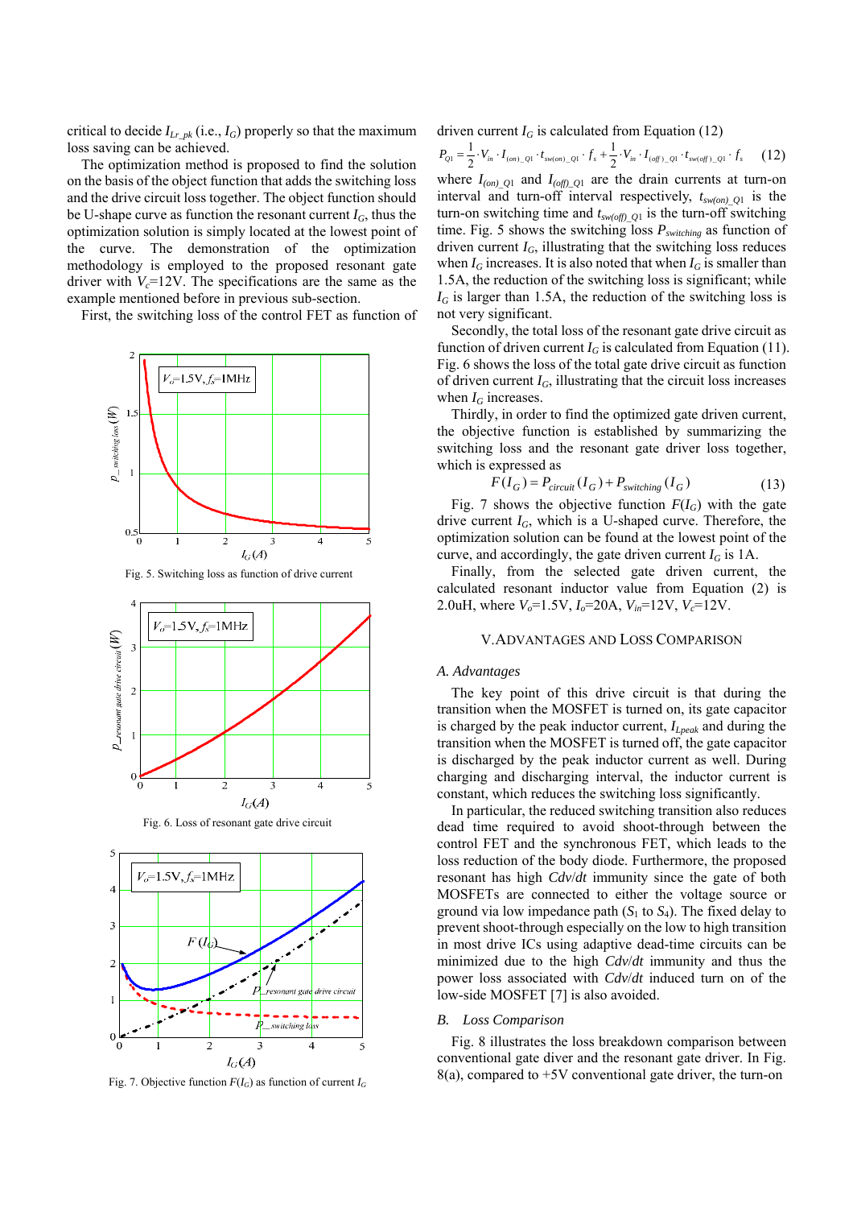critical to decide $I_{Lr\_pk}$ (i.e., $I_G$) properly so that the maximum loss saving can be achieved.

The optimization method is proposed to find the solution on the basis of the object function that adds the switching loss and the drive circuit loss together. The object function should be U-shape curve as function the resonant current $I_G$, thus the optimization solution is simply located at the lowest point of the curve. The demonstration of the optimization methodology is employed to the proposed resonant gate driver with $V_c$=12V. The specifications are the same as the example mentioned before in previous sub-section.

First, the switching loss of the control FET as function of driven current $I_G$ is calculated from Equation (12)

$$P_{Q1} = \frac{1}{2} \cdot V_{in} \cdot I_{(on)\_Q1} \cdot t_{sw(on)\_Q1} \cdot f_s + \frac{1}{2} \cdot V_{in} \cdot I_{(off)\_Q1} \cdot t_{sw(off)\_Q1} \cdot f_s \quad (12)$$

where $I_{(on)\_Q1}$ and $I_{(off)\_Q1}$ are the drain currents at turn-on interval and turn-off interval respectively, $t_{sw(on)\_Q1}$ is the turn-on switching time and $t_{sw(off)\_Q1}$ is the turn-off switching time. Fig. 5 shows the switching loss $P_{switching}$ as function of driven current $I_G$, illustrating that the switching loss reduces when $I_G$ increases. It is also noted that when $I_G$ is smaller than 1.5A, the reduction of the switching loss is significant; while $I_G$ is larger than 1.5A, the reduction of the switching loss is not very significant.

Fig. 5. Switching loss as function of drive current

Secondly, the total loss of the resonant gate drive circuit as function of driven current $I_G$ is calculated from Equation (11). Fig. 6 shows the loss of the total gate drive circuit as function of driven current $I_G$, illustrating that the circuit loss increases when $I_G$ increases.

Fig. 6. Loss of resonant gate drive circuit

Thirdly, in order to find the optimized gate driven current, the objective function is established by summarizing the switching loss and the resonant gate driver loss together, which is expressed as

$$F(I_G) = P_{circuit}(I_G) + P_{switching}(I_G) \quad (13)$$

Fig. 7 shows the objective function $F(I_G)$ with the gate drive current $I_G$, which is a U-shaped curve. Therefore, the optimization solution can be found at the lowest point of the curve, and accordingly, the gate driven current $I_G$ is 1A.

Fig. 7. Objective function $F(I_G)$ as function of current $I_G$

Finally, from the selected gate driven current, the calculated resonant inductor value from Equation (2) is 2.0uH, where $V_o$=1.5V, $I_o$=20A, $V_{in}$=12V, $V_c$=12V.

## V. ADVANTAGES AND LOSS COMPARISON

### A. Advantages

The key point of this drive circuit is that during the transition when the MOSFET is turned on, its gate capacitor is charged by the peak inductor current, $I_{Lpeak}$ and during the transition when the MOSFET is turned off, the gate capacitor is discharged by the peak inductor current as well. During charging and discharging interval, the inductor current is constant, which reduces the switching loss significantly.

In particular, the reduced switching transition also reduces dead time required to avoid shoot-through between the control FET and the synchronous FET, which leads to the loss reduction of the body diode. Furthermore, the proposed resonant has high *Cdv/dt* immunity since the gate of both MOSFETs are connected to either the voltage source or ground via low impedance path ($S_1$ to $S_4$). The fixed delay to prevent shoot-through especially on the low to high transition in most drive ICs using adaptive dead-time circuits can be minimized due to the high *Cdv/dt* immunity and thus the power loss associated with *Cdv/dt* induced turn on of the low-side MOSFET [7] is also avoided.

### B. Loss Comparison

Fig. 8 illustrates the loss breakdown comparison between conventional gate diver and the resonant gate driver. In Fig. 8(a), compared to +5V conventional gate driver, the turn-on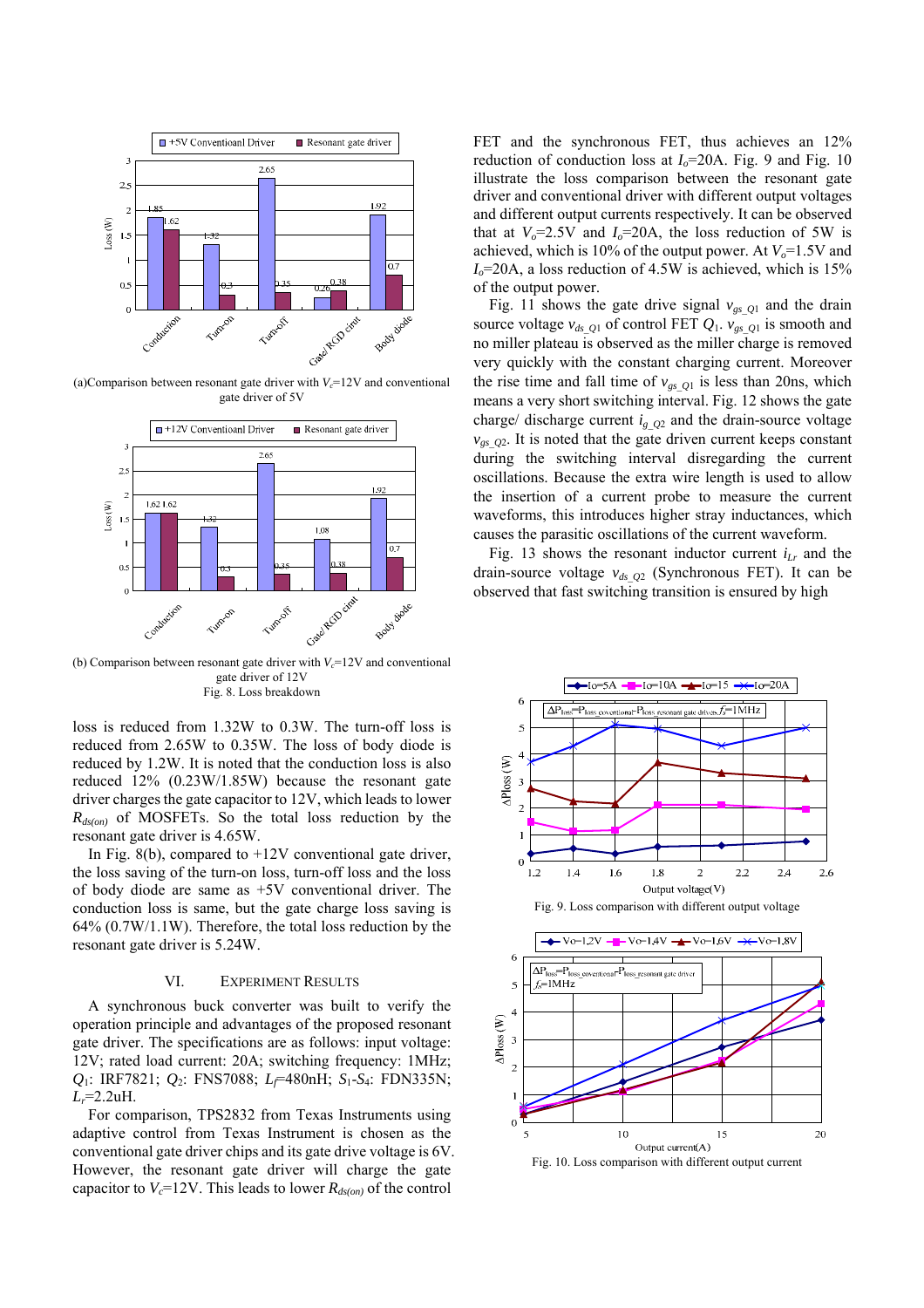(a)Comparison between resonant gate driver with $V_c$=12V and conventional gate driver of 5V

(b) Comparison between resonant gate driver with $V_c$=12V and conventional gate driver of 12V

Fig. 8. Loss breakdown

loss is reduced from 1.32W to 0.3W. The turn-off loss is reduced from 2.65W to 0.35W. The loss of body diode is reduced by 1.2W. It is noted that the conduction loss is also reduced 12% (0.23W/1.85W) because the resonant gate driver charges the gate capacitor to 12V, which leads to lower $R_{ds(on)}$ of MOSFETs. So the total loss reduction by the resonant gate driver is 4.65W.

In Fig. 8(b), compared to +12V conventional gate driver, the loss saving of the turn-on loss, turn-off loss and the loss of body diode are same as +5V conventional driver. The conduction loss is same, but the gate charge loss saving is 64% (0.7W/1.1W). Therefore, the total loss reduction by the resonant gate driver is 5.24W.

## VI. Experiment Results

A synchronous buck converter was built to verify the operation principle and advantages of the proposed resonant gate driver. The specifications are as follows: input voltage: 12V; rated load current: 20A; switching frequency: 1MHz; $Q_1$: IRF7821; $Q_2$: FNS7088; $L_f$=480nH; $S_1$-$S_4$: FDN335N; $L_r$=2.2uH.

For comparison, TPS2832 from Texas Instruments using adaptive control from Texas Instrument is chosen as the conventional gate driver chips and its gate drive voltage is 6V. However, the resonant gate driver will charge the gate capacitor to $V_c$=12V. This leads to lower $R_{ds(on)}$ of the control FET and the synchronous FET, thus achieves an 12% reduction of conduction loss at $I_o$=20A. Fig. 9 and Fig. 10 illustrate the loss comparison between the resonant gate driver and conventional driver with different output voltages and different output currents respectively. It can be observed that at $V_o$=2.5V and $I_o$=20A, the loss reduction of 5W is achieved, which is 10% of the output power. At $V_o$=1.5V and $I_o$=20A, a loss reduction of 4.5W is achieved, which is 15% of the output power.

Fig. 11 shows the gate drive signal $v_{gs\_Q1}$ and the drain source voltage $v_{ds\_Q1}$ of control FET $Q_1$. $v_{gs\_Q1}$ is smooth and no miller plateau is observed as the miller charge is removed very quickly with the constant charging current. Moreover the rise time and fall time of $v_{gs\_Q1}$ is less than 20ns, which means a very short switching interval. Fig. 12 shows the gate charge/ discharge current $i_{g\_Q2}$ and the drain-source voltage $v_{gs\_Q2}$. It is noted that the gate driven current keeps constant during the switching interval disregarding the current oscillations. Because the extra wire length is used to allow the insertion of a current probe to measure the current waveforms, this introduces higher stray inductances, which causes the parasitic oscillations of the current waveform.

Fig. 13 shows the resonant inductor current $i_{Lr}$ and the drain-source voltage $v_{ds\_Q2}$ (Synchronous FET). It can be observed that fast switching transition is ensured by high

Fig. 9. Loss comparison with different output voltage

Fig. 10. Loss comparison with different output current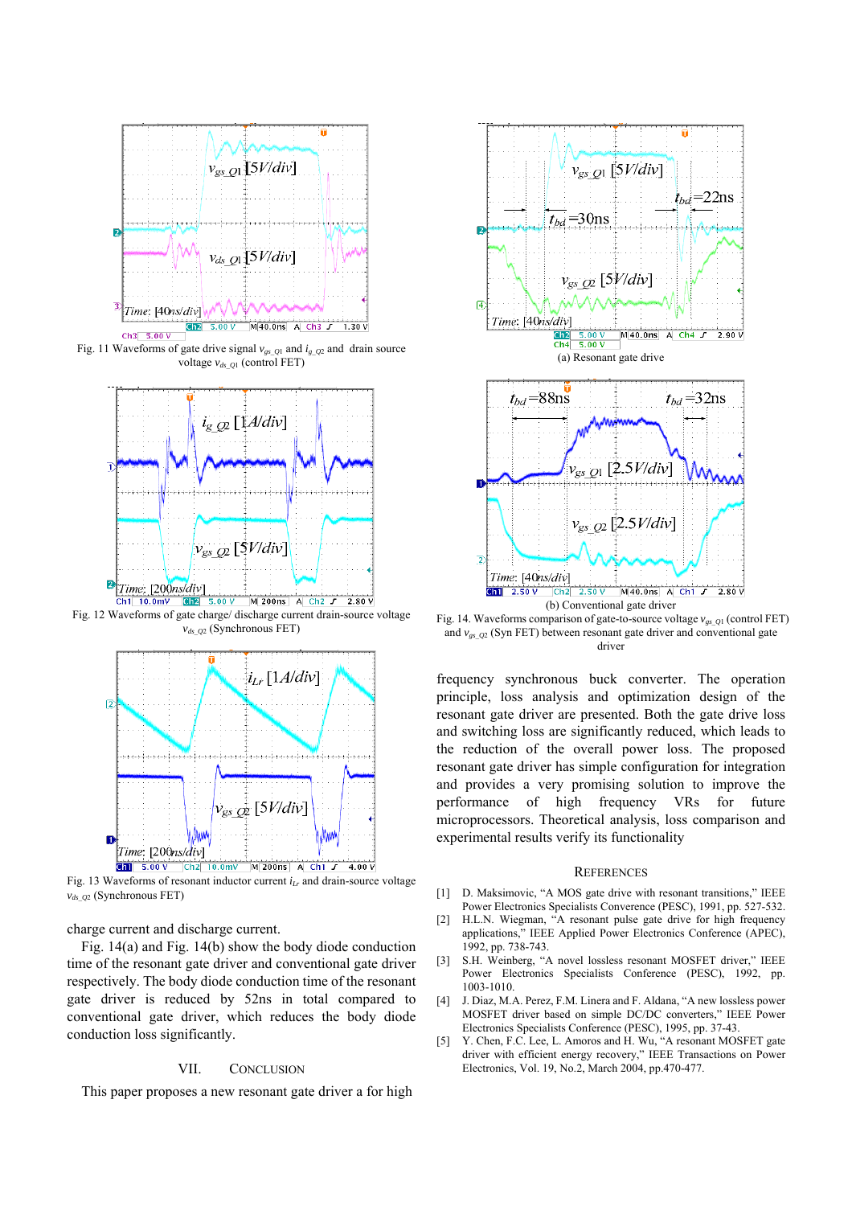Fig. 11 Waveforms of gate drive signal $v_{gs\_Q1}$ and $i_{g\_Q2}$ and drain source voltage $v_{ds\_Q1}$ (control FET)

Fig. 12 Waveforms of gate charge/ discharge current drain-source voltage $v_{ds\_Q2}$ (Synchronous FET)

Fig. 13 Waveforms of resonant inductor current $i_{Lr}$ and drain-source voltage $v_{ds\_Q2}$ (Synchronous FET)

charge current and discharge current.

Fig. 14(a) and Fig. 14(b) show the body diode conduction time of the resonant gate driver and conventional gate driver respectively. The body diode conduction time of the resonant gate driver is reduced by 52ns in total compared to conventional gate driver, which reduces the body diode conduction loss significantly.

## VII. Conclusion

This paper proposes a new resonant gate driver a for high frequency synchronous buck converter. The operation principle, loss analysis and optimization design of the resonant gate driver are presented. Both the gate drive loss and switching loss are significantly reduced, which leads to the reduction of the overall power loss. The proposed resonant gate driver has simple configuration for integration and provides a very promising solution to improve the performance of high frequency VRs for future microprocessors. Theoretical analysis, loss comparison and experimental results verify its functionality

(a) Resonant gate drive

(b) Conventional gate driver

Fig. 14. Waveforms comparison of gate-to-source voltage $v_{gs\_Q1}$ (control FET) and $v_{gs\_Q2}$ (Syn FET) between resonant gate driver and conventional gate driver

## References

[1] D. Maksimovic, "A MOS gate drive with resonant transitions," IEEE Power Electronics Specialists Conference (PESC), 1991, pp. 527-532.

[2] H.L.N. Wiegman, "A resonant pulse gate drive for high frequency applications," IEEE Applied Power Electronics Conference (APEC), 1992, pp. 738-743.

[3] S.H. Weinberg, "A novel lossless resonant MOSFET driver," IEEE Power Electronics Specialists Conference (PESC), 1992, pp. 1003-1010.

[4] J. Diaz, M.A. Perez, F.M. Linera and F. Aldana, "A new lossless power MOSFET driver based on simple DC/DC converters," IEEE Power Electronics Specialists Conference (PESC), 1995, pp. 37-43.

[5] Y. Chen, F.C. Lee, L. Amoros and H. Wu, "A resonant MOSFET gate driver with efficient energy recovery," IEEE Transactions on Power Electronics, Vol. 19, No.2, March 2004, pp.470-477.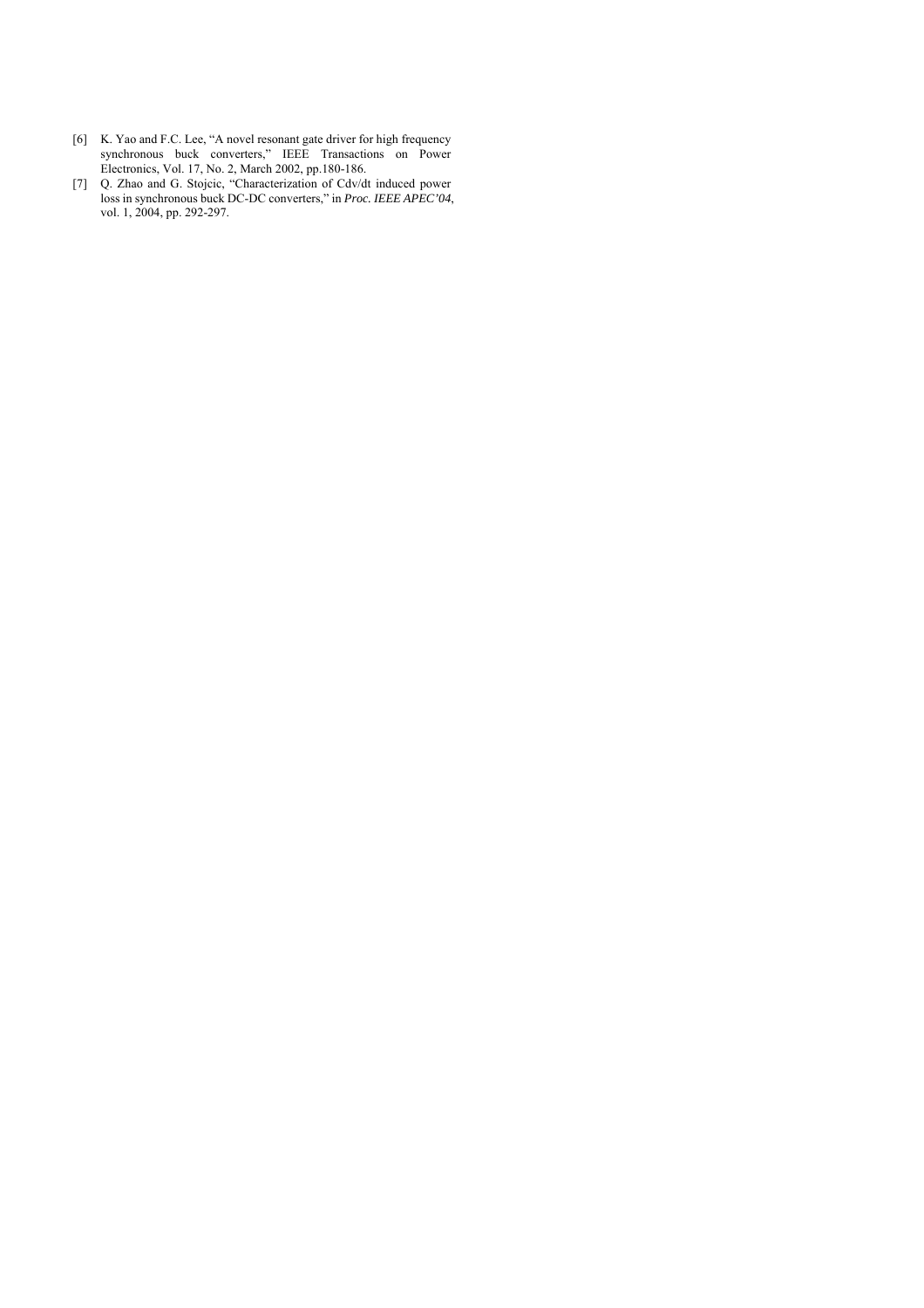[6] K. Yao and F.C. Lee, "A novel resonant gate driver for high frequency synchronous buck converters," IEEE Transactions on Power Electronics, Vol. 17, No. 2, March 2002, pp.180-186.

[7] Q. Zhao and G. Stojcic, "Characterization of Cdv/dt induced power loss in synchronous buck DC-DC converters," in *Proc. IEEE APEC'04*, vol. 1, 2004, pp. 292-297.